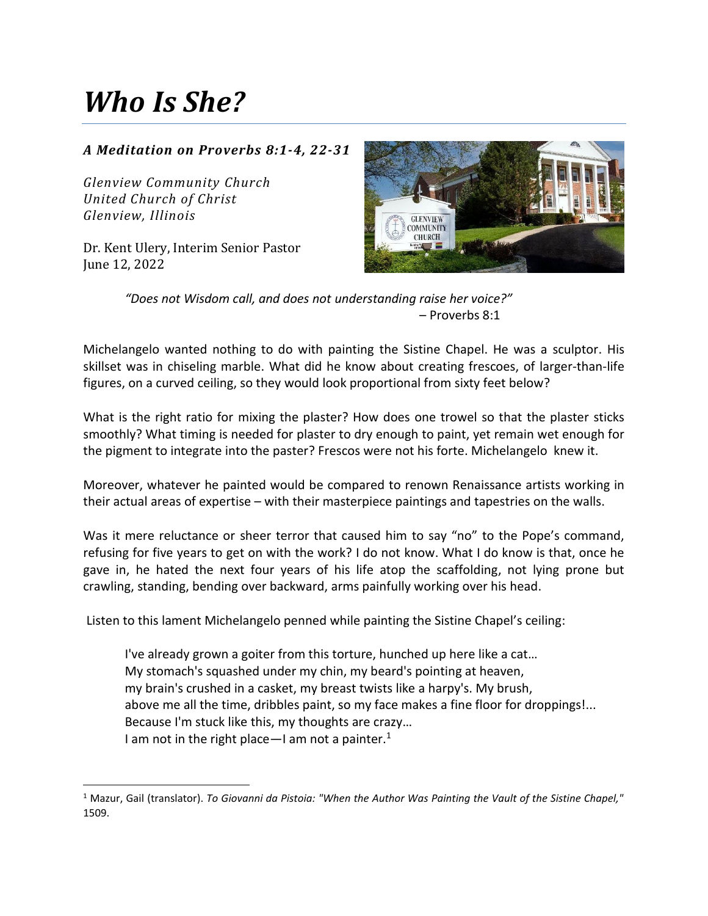# *Who Is She?*

***A Meditation on Proverbs 8:1-4, 22-31***

*Glenview Community Church*
*United Church of Christ*
*Glenview, Illinois*

Dr. Kent Ulery, Interim Senior Pastor
June 12, 2022

> *"Does not Wisdom call, and does not understanding raise her voice?"*
> – Proverbs 8:1

Michelangelo wanted nothing to do with painting the Sistine Chapel. He was a sculptor. His skillset was in chiseling marble. What did he know about creating frescoes, of larger-than-life figures, on a curved ceiling, so they would look proportional from sixty feet below?

What is the right ratio for mixing the plaster? How does one trowel so that the plaster sticks smoothly? What timing is needed for plaster to dry enough to paint, yet remain wet enough for the pigment to integrate into the paster? Frescos were not his forte. Michelangelo knew it.

Moreover, whatever he painted would be compared to renown Renaissance artists working in their actual areas of expertise – with their masterpiece paintings and tapestries on the walls.

Was it mere reluctance or sheer terror that caused him to say "no" to the Pope's command, refusing for five years to get on with the work? I do not know. What I do know is that, once he gave in, he hated the next four years of his life atop the scaffolding, not lying prone but crawling, standing, bending over backward, arms painfully working over his head.

Listen to this lament Michelangelo penned while painting the Sistine Chapel's ceiling:

> I've already grown a goiter from this torture, hunched up here like a cat…
> My stomach's squashed under my chin, my beard's pointing at heaven,
> my brain's crushed in a casket, my breast twists like a harpy's. My brush,
> above me all the time, dribbles paint, so my face makes a fine floor for droppings!...
> Because I'm stuck like this, my thoughts are crazy…
> I am not in the right place—I am not a painter.[1]

---

[1] Mazur, Gail (translator). *To Giovanni da Pistoia: "When the Author Was Painting the Vault of the Sistine Chapel,"* 1509.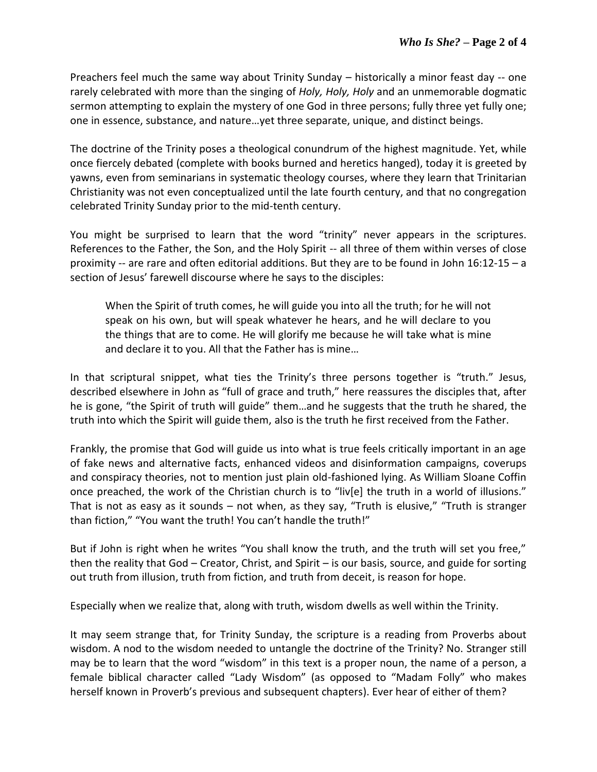Preachers feel much the same way about Trinity Sunday – historically a minor feast day -- one rarely celebrated with more than the singing of *Holy, Holy, Holy* and an unmemorable dogmatic sermon attempting to explain the mystery of one God in three persons; fully three yet fully one; one in essence, substance, and nature…yet three separate, unique, and distinct beings.

The doctrine of the Trinity poses a theological conundrum of the highest magnitude. Yet, while once fiercely debated (complete with books burned and heretics hanged), today it is greeted by yawns, even from seminarians in systematic theology courses, where they learn that Trinitarian Christianity was not even conceptualized until the late fourth century, and that no congregation celebrated Trinity Sunday prior to the mid-tenth century.

You might be surprised to learn that the word "trinity" never appears in the scriptures. References to the Father, the Son, and the Holy Spirit -- all three of them within verses of close proximity -- are rare and often editorial additions. But they are to be found in John 16:12-15 – a section of Jesus' farewell discourse where he says to the disciples:

> When the Spirit of truth comes, he will guide you into all the truth; for he will not speak on his own, but will speak whatever he hears, and he will declare to you the things that are to come. He will glorify me because he will take what is mine and declare it to you. All that the Father has is mine…

In that scriptural snippet, what ties the Trinity's three persons together is "truth." Jesus, described elsewhere in John as "full of grace and truth," here reassures the disciples that, after he is gone, "the Spirit of truth will guide" them…and he suggests that the truth he shared, the truth into which the Spirit will guide them, also is the truth he first received from the Father.

Frankly, the promise that God will guide us into what is true feels critically important in an age of fake news and alternative facts, enhanced videos and disinformation campaigns, coverups and conspiracy theories, not to mention just plain old-fashioned lying. As William Sloane Coffin once preached, the work of the Christian church is to "liv[e] the truth in a world of illusions." That is not as easy as it sounds – not when, as they say, "Truth is elusive," "Truth is stranger than fiction," "You want the truth! You can't handle the truth!"

But if John is right when he writes "You shall know the truth, and the truth will set you free," then the reality that God – Creator, Christ, and Spirit – is our basis, source, and guide for sorting out truth from illusion, truth from fiction, and truth from deceit, is reason for hope.

Especially when we realize that, along with truth, wisdom dwells as well within the Trinity.

It may seem strange that, for Trinity Sunday, the scripture is a reading from Proverbs about wisdom. A nod to the wisdom needed to untangle the doctrine of the Trinity? No. Stranger still may be to learn that the word "wisdom" in this text is a proper noun, the name of a person, a female biblical character called "Lady Wisdom" (as opposed to "Madam Folly" who makes herself known in Proverb's previous and subsequent chapters). Ever hear of either of them?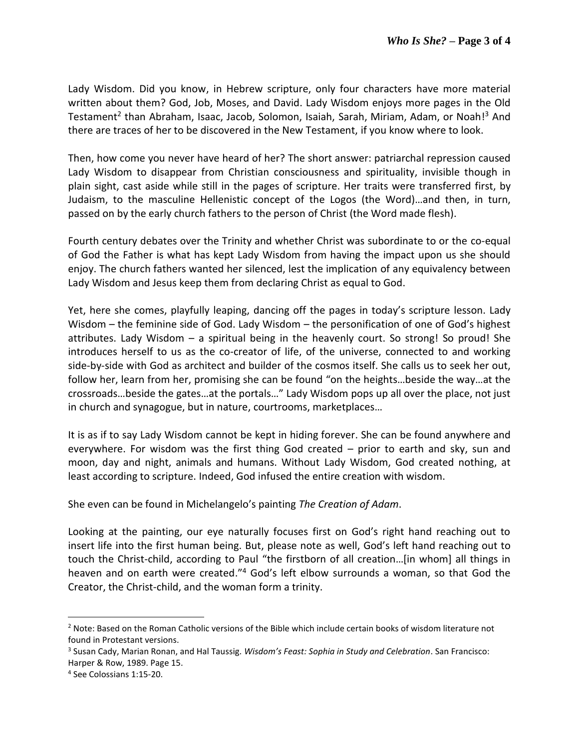Lady Wisdom. Did you know, in Hebrew scripture, only four characters have more material written about them? God, Job, Moses, and David. Lady Wisdom enjoys more pages in the Old Testament[2] than Abraham, Isaac, Jacob, Solomon, Isaiah, Sarah, Miriam, Adam, or Noah![3] And there are traces of her to be discovered in the New Testament, if you know where to look.

Then, how come you never have heard of her? The short answer: patriarchal repression caused Lady Wisdom to disappear from Christian consciousness and spirituality, invisible though in plain sight, cast aside while still in the pages of scripture. Her traits were transferred first, by Judaism, to the masculine Hellenistic concept of the Logos (the Word)…and then, in turn, passed on by the early church fathers to the person of Christ (the Word made flesh).

Fourth century debates over the Trinity and whether Christ was subordinate to or the co-equal of God the Father is what has kept Lady Wisdom from having the impact upon us she should enjoy. The church fathers wanted her silenced, lest the implication of any equivalency between Lady Wisdom and Jesus keep them from declaring Christ as equal to God.

Yet, here she comes, playfully leaping, dancing off the pages in today's scripture lesson. Lady Wisdom – the feminine side of God. Lady Wisdom – the personification of one of God's highest attributes. Lady Wisdom – a spiritual being in the heavenly court. So strong! So proud! She introduces herself to us as the co-creator of life, of the universe, connected to and working side-by-side with God as architect and builder of the cosmos itself. She calls us to seek her out, follow her, learn from her, promising she can be found "on the heights…beside the way…at the crossroads…beside the gates…at the portals…" Lady Wisdom pops up all over the place, not just in church and synagogue, but in nature, courtrooms, marketplaces…

It is as if to say Lady Wisdom cannot be kept in hiding forever. She can be found anywhere and everywhere. For wisdom was the first thing God created – prior to earth and sky, sun and moon, day and night, animals and humans. Without Lady Wisdom, God created nothing, at least according to scripture. Indeed, God infused the entire creation with wisdom.

She even can be found in Michelangelo's painting *The Creation of Adam*.

Looking at the painting, our eye naturally focuses first on God's right hand reaching out to insert life into the first human being. But, please note as well, God's left hand reaching out to touch the Christ-child, according to Paul "the firstborn of all creation…[in whom] all things in heaven and on earth were created."[4] God's left elbow surrounds a woman, so that God the Creator, the Christ-child, and the woman form a trinity.

---

[2] Note: Based on the Roman Catholic versions of the Bible which include certain books of wisdom literature not found in Protestant versions.

[3] Susan Cady, Marian Ronan, and Hal Taussig. *Wisdom's Feast: Sophia in Study and Celebration*. San Francisco: Harper & Row, 1989. Page 15.

[4] See Colossians 1:15-20.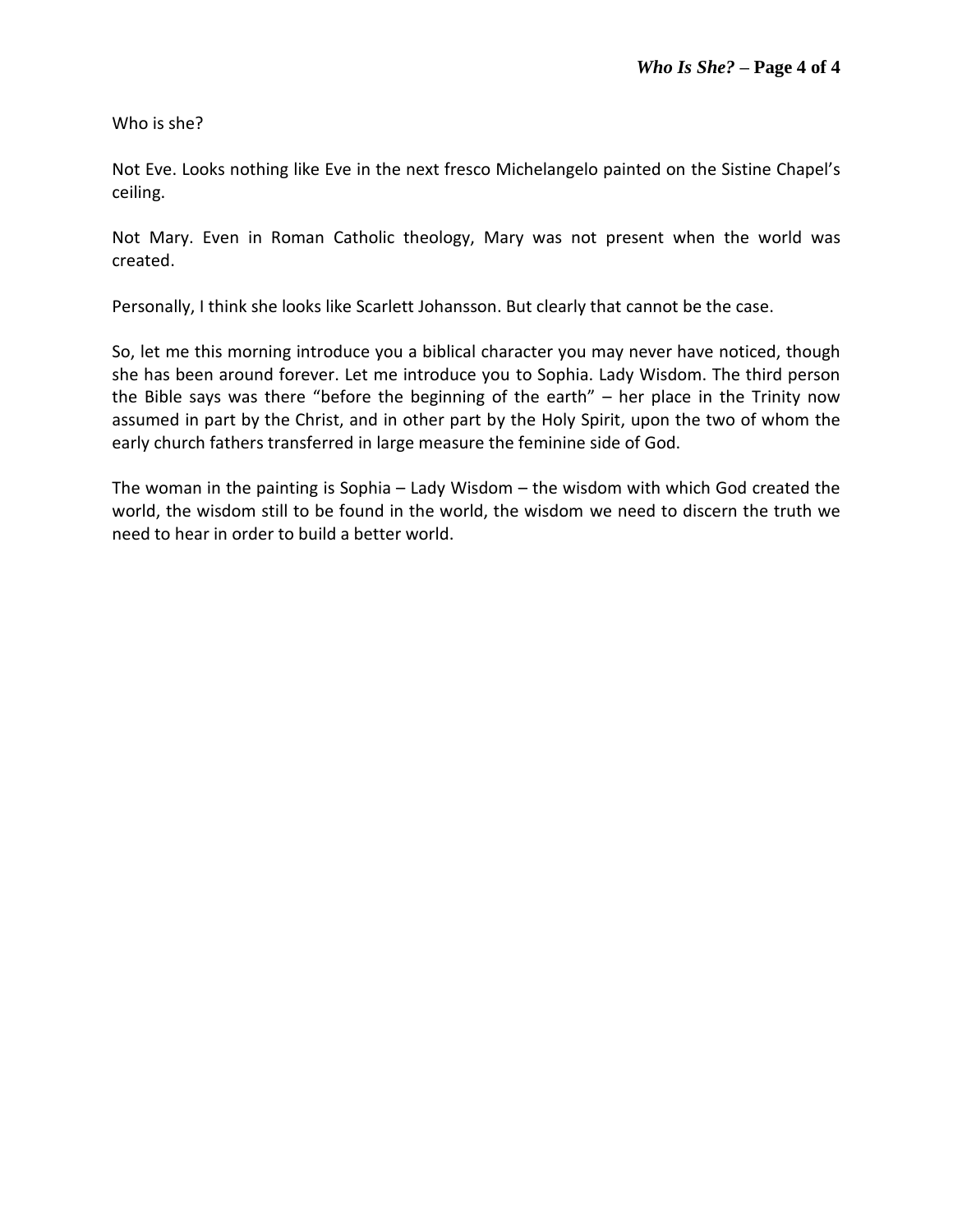Who is she?

Not Eve. Looks nothing like Eve in the next fresco Michelangelo painted on the Sistine Chapel's ceiling.

Not Mary. Even in Roman Catholic theology, Mary was not present when the world was created.

Personally, I think she looks like Scarlett Johansson. But clearly that cannot be the case.

So, let me this morning introduce you a biblical character you may never have noticed, though she has been around forever. Let me introduce you to Sophia. Lady Wisdom. The third person the Bible says was there "before the beginning of the earth" – her place in the Trinity now assumed in part by the Christ, and in other part by the Holy Spirit, upon the two of whom the early church fathers transferred in large measure the feminine side of God.

The woman in the painting is Sophia – Lady Wisdom – the wisdom with which God created the world, the wisdom still to be found in the world, the wisdom we need to discern the truth we need to hear in order to build a better world.